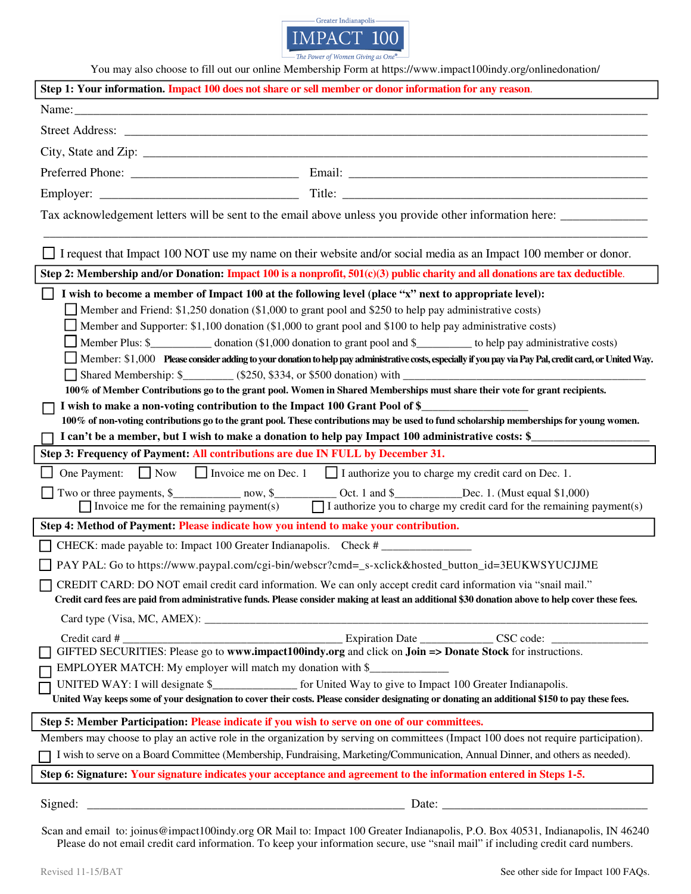Greater Indianapolis

# IMPACT 100

*The Power of Women Giving as One®*

You may also choose to fill out our online Membership Form at https://www.impact100indy.org/onlinedonation/

**Step 1: Your information.** **Impact 100 does not share or sell member or donor information for any reason.**

Name: ____________________________________________________________

Street Address: ____________________________________________________________

City, State and Zip: ____________________________________________________________

Preferred Phone: ___________________________ Email: ______________________________

Employer: ________________________________ Title: ______________________________

Tax acknowledgement letters will be sent to the email above unless you provide other information here: ______________
____________________________________________________________

☐ I request that Impact 100 NOT use my name on their website and/or social media as an Impact 100 member or donor.

**Step 2: Membership and/or Donation:** **Impact 100 is a nonprofit, 501(c)(3) public charity and all donations are tax deductible.**

☐ **I wish to become a member of Impact 100 at the following level (place "x" next to appropriate level):**

- ☐ Member and Friend: $1,250 donation ($1,000 to grant pool and $250 to help pay administrative costs)
- ☐ Member and Supporter: $1,100 donation ($1,000 to grant pool and $100 to help pay administrative costs)
- ☐ Member Plus: $__________ donation ($1,000 donation to grant pool and $_________ to help pay administrative costs)
- ☐ Member: $1,000 **Please consider adding to your donation to help pay administrative costs, especially if you pay via Pay Pal, credit card, or United Way.**
- ☐ Shared Membership: $________ ($250, $334, or $500 donation) with ________________________________________

**100% of Member Contributions go to the grant pool. Women in Shared Memberships must share their vote for grant recipients.**

☐ **I wish to make a non-voting contribution to the Impact 100 Grant Pool of $__________________**

**100% of non-voting contributions go to the grant pool. These contributions may be used to fund scholarship memberships for young women.**

☐ **I can't be a member, but I wish to make a donation to help pay Impact 100 administrative costs: $____________________**

**Step 3: Frequency of Payment:** **All contributions are due IN FULL by December 31.**

☐ One Payment: ☐ Now ☐ Invoice me on Dec. 1 ☐ I authorize you to charge my credit card on Dec. 1.

☐ Two or three payments, $____________ now, $___________ Oct. 1 and $____________Dec. 1. (Must equal $1,000)
☐ Invoice me for the remaining payment(s) ☐ I authorize you to charge my credit card for the remaining payment(s)

**Step 4: Method of Payment:** **Please indicate how you intend to make your contribution.**

☐ CHECK: made payable to: Impact 100 Greater Indianapolis. Check # _______________

☐ PAY PAL: Go to https://www.paypal.com/cgi-bin/webscr?cmd=_s-xclick&hosted_button_id=3EUKWSYUCJJME

☐ CREDIT CARD: DO NOT email credit card information. We can only accept credit card information via "snail mail."
**Credit card fees are paid from administrative funds. Please consider making at least an additional $30 donation above to help cover these fees.**

Card type (Visa, MC, AMEX): ____________________________________________________________

Credit card # ____________________________________ Expiration Date _____________ CSC code: ________________

☐ GIFTED SECURITIES: Please go to **www.impact100indy.org** and click on **Join => Donate Stock** for instructions.

☐ EMPLOYER MATCH: My employer will match my donation with $______________

☐ UNITED WAY: I will designate $_______________ for United Way to give to Impact 100 Greater Indianapolis.
**United Way keeps some of your designation to cover their costs. Please consider designating or donating an additional $150 to pay these fees.**

**Step 5: Member Participation:** **Please indicate if you wish to serve on one of our committees.**

Members may choose to play an active role in the organization by serving on committees (Impact 100 does not require participation).

☐ I wish to serve on a Board Committee (Membership, Fundraising, Marketing/Communication, Annual Dinner, and others as needed).

**Step 6: Signature:** **Your signature indicates your acceptance and agreement to the information entered in Steps 1-5.**

Signed: ___________________________________________________ Date: ___________________________________

Scan and email to: joinus@impact100indy.org OR Mail to: Impact 100 Greater Indianapolis, P.O. Box 40531, Indianapolis, IN 46240
Please do not email credit card information. To keep your information secure, use "snail mail" if including credit card numbers.

Revised 11-15/BAT

See other side for Impact 100 FAQs.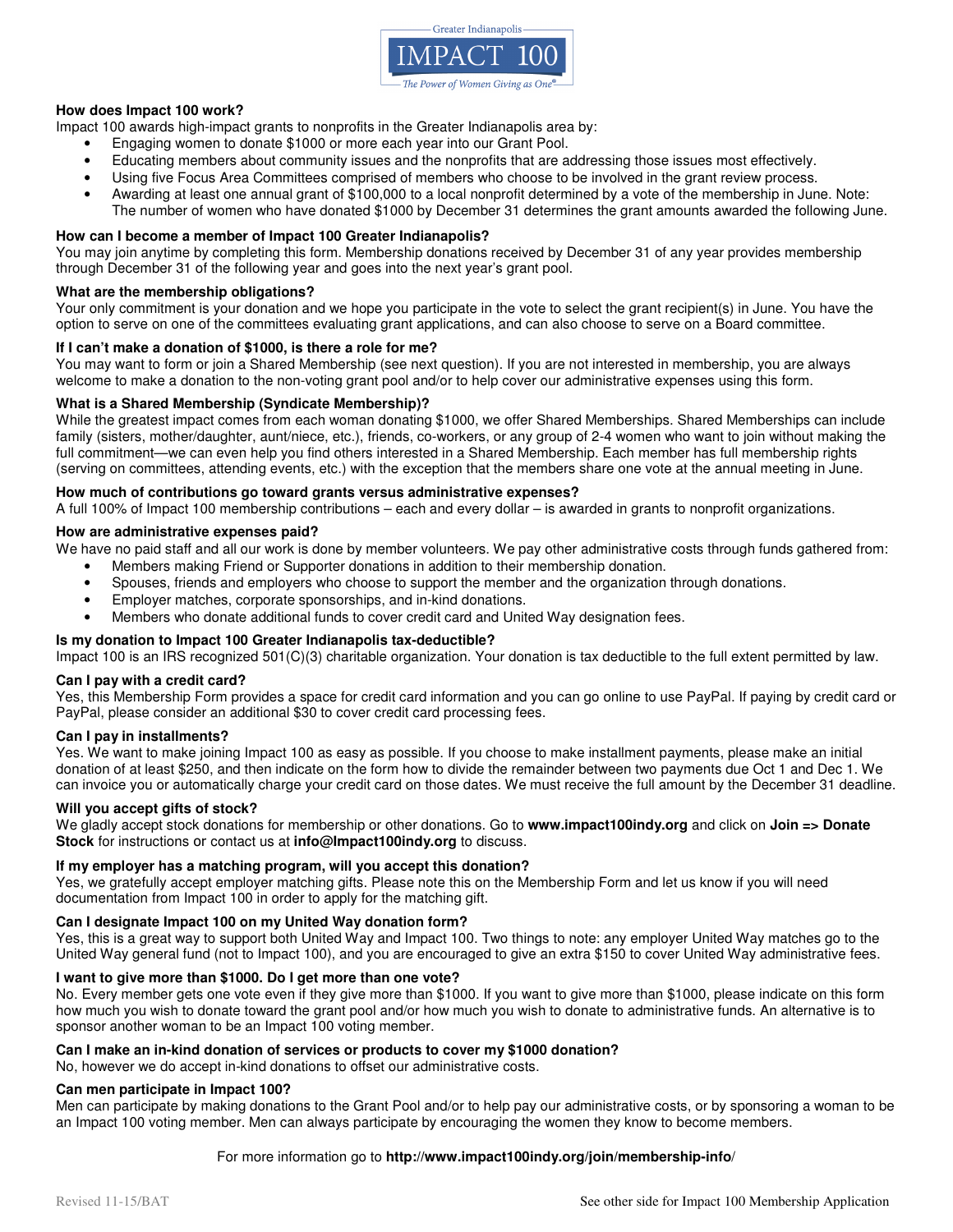Greater Indianapolis

# IMPACT 100

*The Power of Women Giving as One®*

**How does Impact 100 work?**

Impact 100 awards high-impact grants to nonprofits in the Greater Indianapolis area by:

- Engaging women to donate $1000 or more each year into our Grant Pool.
- Educating members about community issues and the nonprofits that are addressing those issues most effectively.
- Using five Focus Area Committees comprised of members who choose to be involved in the grant review process.
- Awarding at least one annual grant of $100,000 to a local nonprofit determined by a vote of the membership in June. Note: The number of women who have donated $1000 by December 31 determines the grant amounts awarded the following June.

**How can I become a member of Impact 100 Greater Indianapolis?**

You may join anytime by completing this form. Membership donations received by December 31 of any year provides membership through December 31 of the following year and goes into the next year's grant pool.

**What are the membership obligations?**

Your only commitment is your donation and we hope you participate in the vote to select the grant recipient(s) in June. You have the option to serve on one of the committees evaluating grant applications, and can also choose to serve on a Board committee.

**If I can't make a donation of $1000, is there a role for me?**

You may want to form or join a Shared Membership (see next question). If you are not interested in membership, you are always welcome to make a donation to the non-voting grant pool and/or to help cover our administrative expenses using this form.

**What is a Shared Membership (Syndicate Membership)?**

While the greatest impact comes from each woman donating $1000, we offer Shared Memberships. Shared Memberships can include family (sisters, mother/daughter, aunt/niece, etc.), friends, co-workers, or any group of 2-4 women who want to join without making the full commitment—we can even help you find others interested in a Shared Membership. Each member has full membership rights (serving on committees, attending events, etc.) with the exception that the members share one vote at the annual meeting in June.

**How much of contributions go toward grants versus administrative expenses?**

A full 100% of Impact 100 membership contributions – each and every dollar – is awarded in grants to nonprofit organizations.

**How are administrative expenses paid?**

We have no paid staff and all our work is done by member volunteers. We pay other administrative costs through funds gathered from:

- Members making Friend or Supporter donations in addition to their membership donation.
- Spouses, friends and employers who choose to support the member and the organization through donations.
- Employer matches, corporate sponsorships, and in-kind donations.
- Members who donate additional funds to cover credit card and United Way designation fees.

**Is my donation to Impact 100 Greater Indianapolis tax-deductible?**

Impact 100 is an IRS recognized 501(C)(3) charitable organization. Your donation is tax deductible to the full extent permitted by law.

**Can I pay with a credit card?**

Yes, this Membership Form provides a space for credit card information and you can go online to use PayPal. If paying by credit card or PayPal, please consider an additional $30 to cover credit card processing fees.

**Can I pay in installments?**

Yes. We want to make joining Impact 100 as easy as possible. If you choose to make installment payments, please make an initial donation of at least $250, and then indicate on the form how to divide the remainder between two payments due Oct 1 and Dec 1. We can invoice you or automatically charge your credit card on those dates. We must receive the full amount by the December 31 deadline.

**Will you accept gifts of stock?**

We gladly accept stock donations for membership or other donations. Go to **www.impact100indy.org** and click on **Join => Donate Stock** for instructions or contact us at **info@Impact100indy.org** to discuss.

**If my employer has a matching program, will you accept this donation?**

Yes, we gratefully accept employer matching gifts. Please note this on the Membership Form and let us know if you will need documentation from Impact 100 in order to apply for the matching gift.

**Can I designate Impact 100 on my United Way donation form?**

Yes, this is a great way to support both United Way and Impact 100. Two things to note: any employer United Way matches go to the United Way general fund (not to Impact 100), and you are encouraged to give an extra $150 to cover United Way administrative fees.

**I want to give more than $1000. Do I get more than one vote?**

No. Every member gets one vote even if they give more than $1000. If you want to give more than $1000, please indicate on this form how much you wish to donate toward the grant pool and/or how much you wish to donate to administrative funds. An alternative is to sponsor another woman to be an Impact 100 voting member.

**Can I make an in-kind donation of services or products to cover my $1000 donation?**

No, however we do accept in-kind donations to offset our administrative costs.

**Can men participate in Impact 100?**

Men can participate by making donations to the Grant Pool and/or to help pay our administrative costs, or by sponsoring a woman to be an Impact 100 voting member. Men can always participate by encouraging the women they know to become members.

For more information go to **http://www.impact100indy.org/join/membership-info/**

Revised 11-15/BAT

See other side for Impact 100 Membership Application